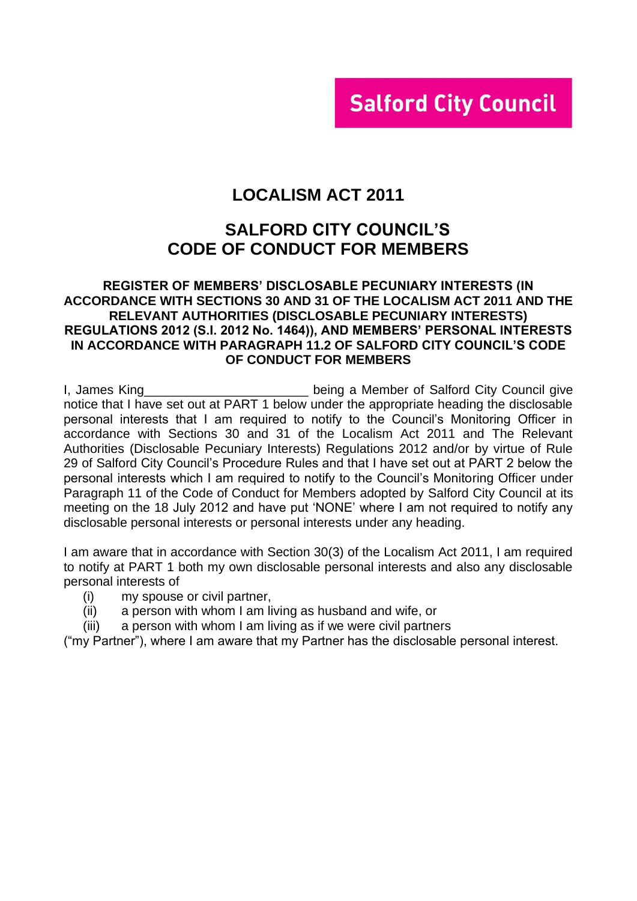Salford City Council

# LOCALISM ACT 2011

# SALFORD CITY COUNCIL'S CODE OF CONDUCT FOR MEMBERS

### REGISTER OF MEMBERS' DISCLOSABLE PECUNIARY INTERESTS (IN ACCORDANCE WITH SECTIONS 30 AND 31 OF THE LOCALISM ACT 2011 AND THE RELEVANT AUTHORITIES (DISCLOSABLE PECUNIARY INTERESTS) REGULATIONS 2012 (S.I. 2012 No. 1464)), AND MEMBERS' PERSONAL INTERESTS IN ACCORDANCE WITH PARAGRAPH 11.2 OF SALFORD CITY COUNCIL'S CODE OF CONDUCT FOR MEMBERS

I, James King_______________________ being a Member of Salford City Council give notice that I have set out at PART 1 below under the appropriate heading the disclosable personal interests that I am required to notify to the Council's Monitoring Officer in accordance with Sections 30 and 31 of the Localism Act 2011 and The Relevant Authorities (Disclosable Pecuniary Interests) Regulations 2012 and/or by virtue of Rule 29 of Salford City Council's Procedure Rules and that I have set out at PART 2 below the personal interests which I am required to notify to the Council's Monitoring Officer under Paragraph 11 of the Code of Conduct for Members adopted by Salford City Council at its meeting on the 18 July 2012 and have put 'NONE' where I am not required to notify any disclosable personal interests or personal interests under any heading.

I am aware that in accordance with Section 30(3) of the Localism Act 2011, I am required to notify at PART 1 both my own disclosable personal interests and also any disclosable personal interests of

(i) my spouse or civil partner,
(ii) a person with whom I am living as husband and wife, or
(iii) a person with whom I am living as if we were civil partners

("my Partner"), where I am aware that my Partner has the disclosable personal interest.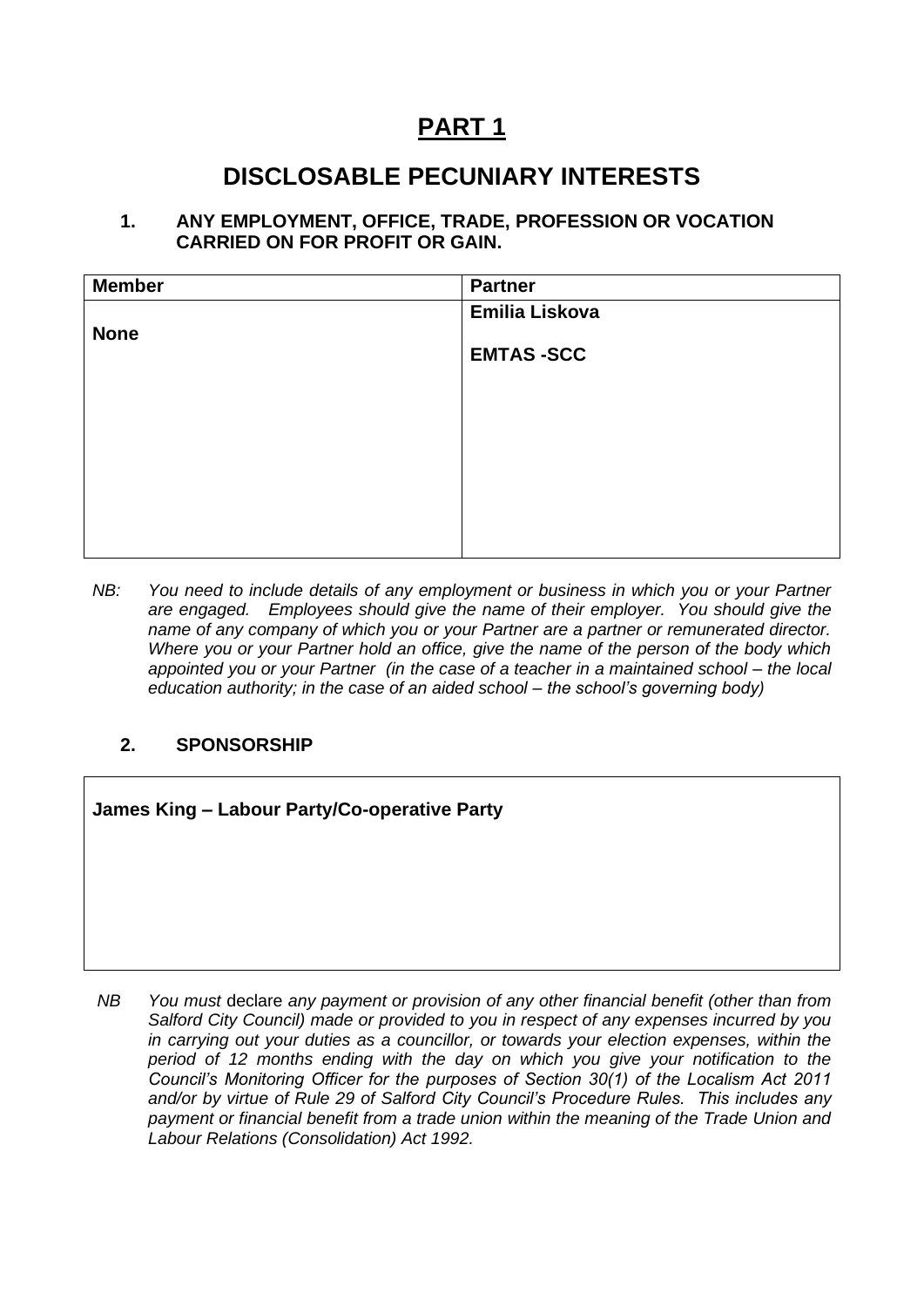# PART 1

## DISCLOSABLE PECUNIARY INTERESTS

### 1. ANY EMPLOYMENT, OFFICE, TRADE, PROFESSION OR VOCATION CARRIED ON FOR PROFIT OR GAIN.

| Member | Partner |
|---|---|
| **None** | **Emilia Liskova**<br><br>**EMTAS -SCC** |

*NB: You need to include details of any employment or business in which you or your Partner are engaged. Employees should give the name of their employer. You should give the name of any company of which you or your Partner are a partner or remunerated director. Where you or your Partner hold an office, give the name of the person of the body which appointed you or your Partner (in the case of a teacher in a maintained school – the local education authority; in the case of an aided school – the school's governing body)*

### 2. SPONSORSHIP

| **James King – Labour Party/Co-operative Party** |
|---|

*NB You must* declare *any payment or provision of any other financial benefit (other than from Salford City Council) made or provided to you in respect of any expenses incurred by you in carrying out your duties as a councillor, or towards your election expenses, within the period of 12 months ending with the day on which you give your notification to the Council's Monitoring Officer for the purposes of Section 30(1) of the Localism Act 2011 and/or by virtue of Rule 29 of Salford City Council's Procedure Rules. This includes any payment or financial benefit from a trade union within the meaning of the Trade Union and Labour Relations (Consolidation) Act 1992.*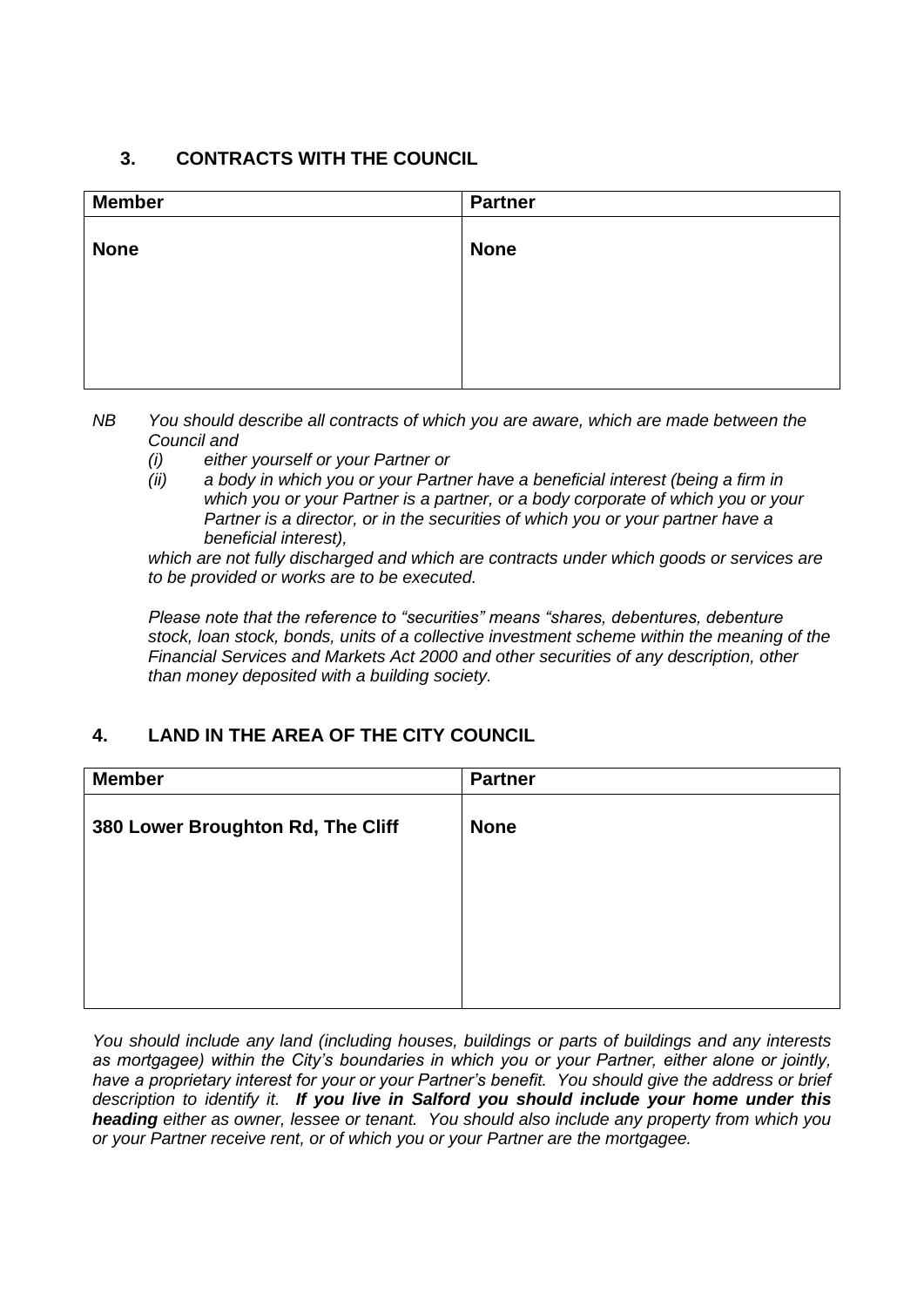## 3. CONTRACTS WITH THE COUNCIL

| Member | Partner |
| --- | --- |
| **None** | **None** |

*NB You should describe all contracts of which you are aware, which are made between the Council and*

*(i) either yourself or your Partner or*

*(ii) a body in which you or your Partner have a beneficial interest (being a firm in which you or your Partner is a partner, or a body corporate of which you or your Partner is a director, or in the securities of which you or your partner have a beneficial interest),*

*which are not fully discharged and which are contracts under which goods or services are to be provided or works are to be executed.*

*Please note that the reference to "securities" means "shares, debentures, debenture stock, loan stock, bonds, units of a collective investment scheme within the meaning of the Financial Services and Markets Act 2000 and other securities of any description, other than money deposited with a building society.*

## 4. LAND IN THE AREA OF THE CITY COUNCIL

| Member | Partner |
| --- | --- |
| **380 Lower Broughton Rd, The Cliff** | **None** |

*You should include any land (including houses, buildings or parts of buildings and any interests as mortgagee) within the City's boundaries in which you or your Partner, either alone or jointly, have a proprietary interest for your or your Partner's benefit. You should give the address or brief description to identify it.* ***If you live in Salford you should include your home under this heading*** *either as owner, lessee or tenant. You should also include any property from which you or your Partner receive rent, or of which you or your Partner are the mortgagee.*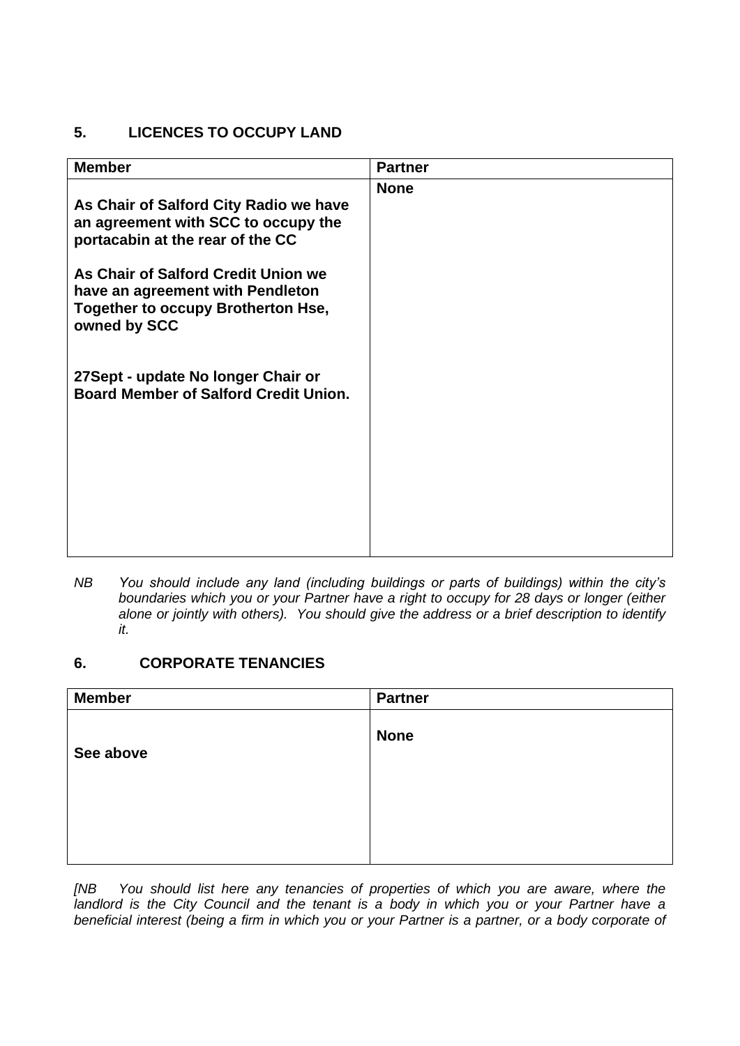## 5. LICENCES TO OCCUPY LAND

| Member | Partner |
|---|---|
| **As Chair of Salford City Radio we have an agreement with SCC to occupy the portacabin at the rear of the CC**<br><br>**As Chair of Salford Credit Union we have an agreement with Pendleton Together to occupy Brotherton Hse, owned by SCC**<br><br>**27Sept - update No longer Chair or Board Member of Salford Credit Union.** | **None** |

*NB You should include any land (including buildings or parts of buildings) within the city's boundaries which you or your Partner have a right to occupy for 28 days or longer (either alone or jointly with others). You should give the address or a brief description to identify it.*

## 6. CORPORATE TENANCIES

| Member | Partner |
|---|---|
| **See above** | **None** |

*[NB You should list here any tenancies of properties of which you are aware, where the landlord is the City Council and the tenant is a body in which you or your Partner have a beneficial interest (being a firm in which you or your Partner is a partner, or a body corporate of*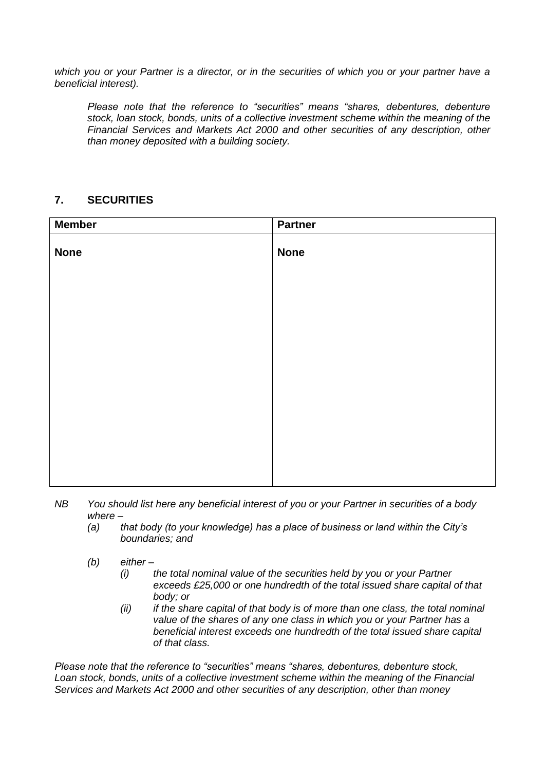*which you or your Partner is a director, or in the securities of which you or your partner have a beneficial interest).*

> *Please note that the reference to "securities" means "shares, debentures, debenture stock, loan stock, bonds, units of a collective investment scheme within the meaning of the Financial Services and Markets Act 2000 and other securities of any description, other than money deposited with a building society.*

## 7. SECURITIES

| Member | Partner |
|---|---|
| **None** | **None** |

*NB You should list here any beneficial interest of you or your Partner in securities of a body where –*

*(a) that body (to your knowledge) has a place of business or land within the City's boundaries; and*

*(b) either –*

*(i) the total nominal value of the securities held by you or your Partner exceeds £25,000 or one hundredth of the total issued share capital of that body; or*

*(ii) if the share capital of that body is of more than one class, the total nominal value of the shares of any one class in which you or your Partner has a beneficial interest exceeds one hundredth of the total issued share capital of that class.*

*Please note that the reference to "securities" means "shares, debentures, debenture stock, Loan stock, bonds, units of a collective investment scheme within the meaning of the Financial Services and Markets Act 2000 and other securities of any description, other than money*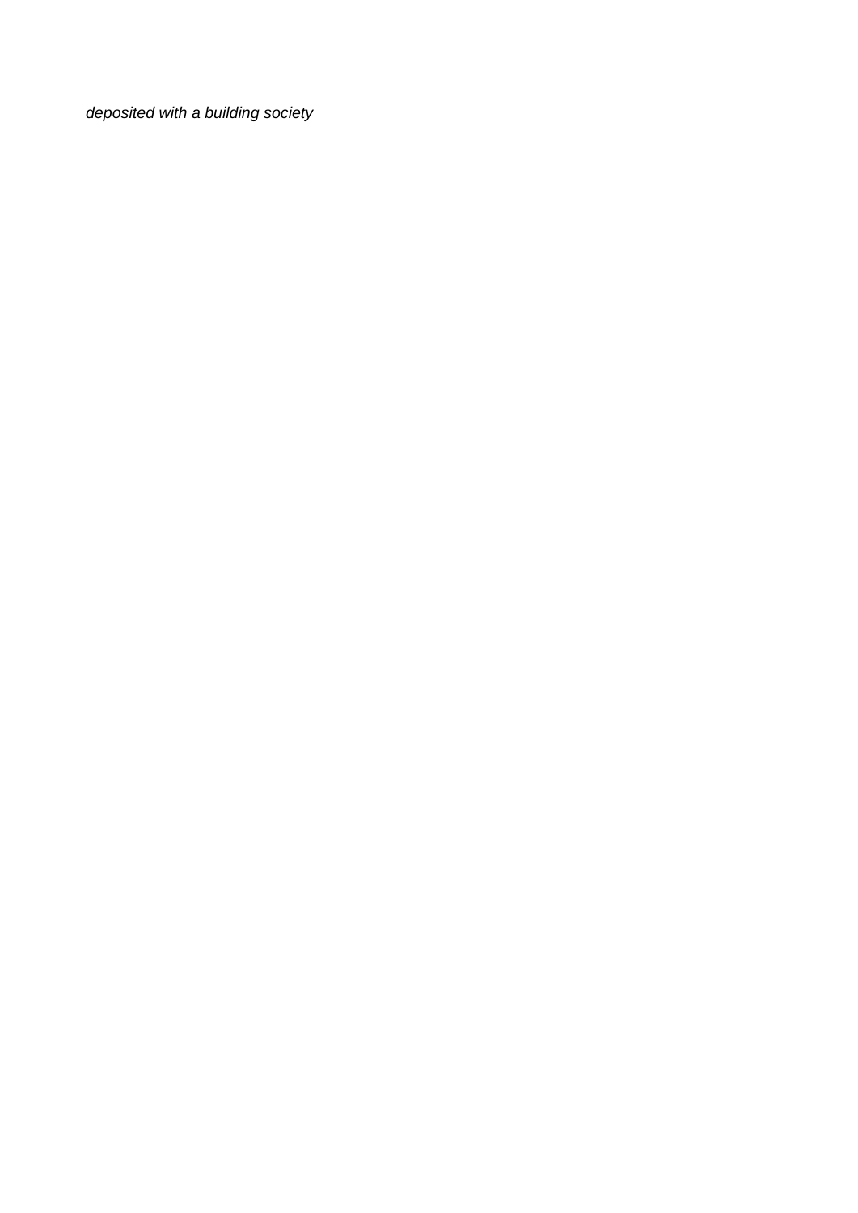*deposited with a building society*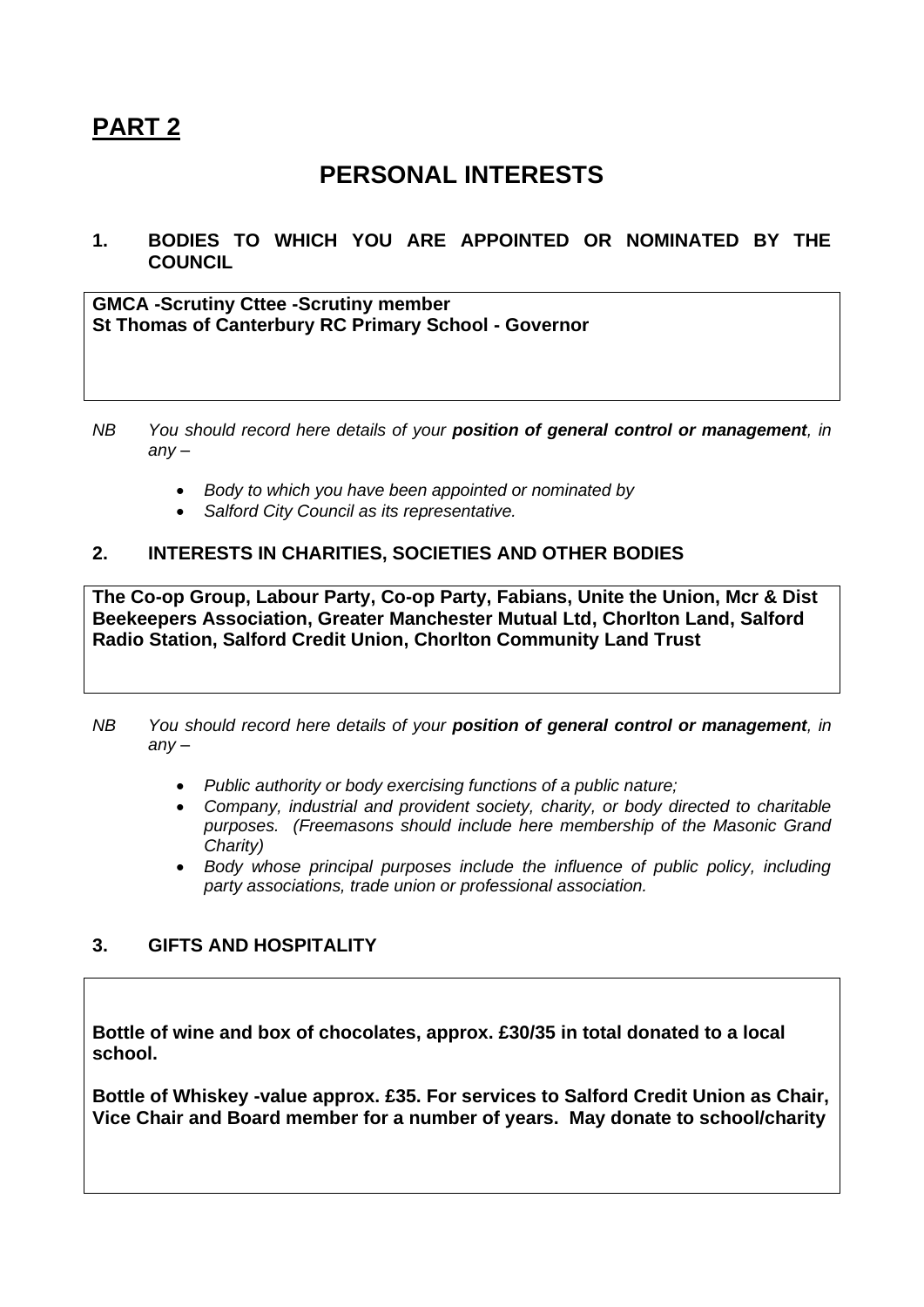# PART 2

## PERSONAL INTERESTS

### 1. BODIES TO WHICH YOU ARE APPOINTED OR NOMINATED BY THE COUNCIL

**GMCA -Scrutiny Cttee -Scrutiny member**
**St Thomas of Canterbury RC Primary School - Governor**

*NB You should record here details of your **position of general control or management**, in any –*

- *Body to which you have been appointed or nominated by*
- *Salford City Council as its representative.*

### 2. INTERESTS IN CHARITIES, SOCIETIES AND OTHER BODIES

**The Co-op Group, Labour Party, Co-op Party, Fabians, Unite the Union, Mcr & Dist Beekeepers Association, Greater Manchester Mutual Ltd, Chorlton Land, Salford Radio Station, Salford Credit Union, Chorlton Community Land Trust**

*NB You should record here details of your **position of general control or management**, in any –*

- *Public authority or body exercising functions of a public nature;*
- *Company, industrial and provident society, charity, or body directed to charitable purposes. (Freemasons should include here membership of the Masonic Grand Charity)*
- *Body whose principal purposes include the influence of public policy, including party associations, trade union or professional association.*

### 3. GIFTS AND HOSPITALITY

**Bottle of wine and box of chocolates, approx. £30/35 in total donated to a local school.**

**Bottle of Whiskey -value approx. £35. For services to Salford Credit Union as Chair, Vice Chair and Board member for a number of years. May donate to school/charity**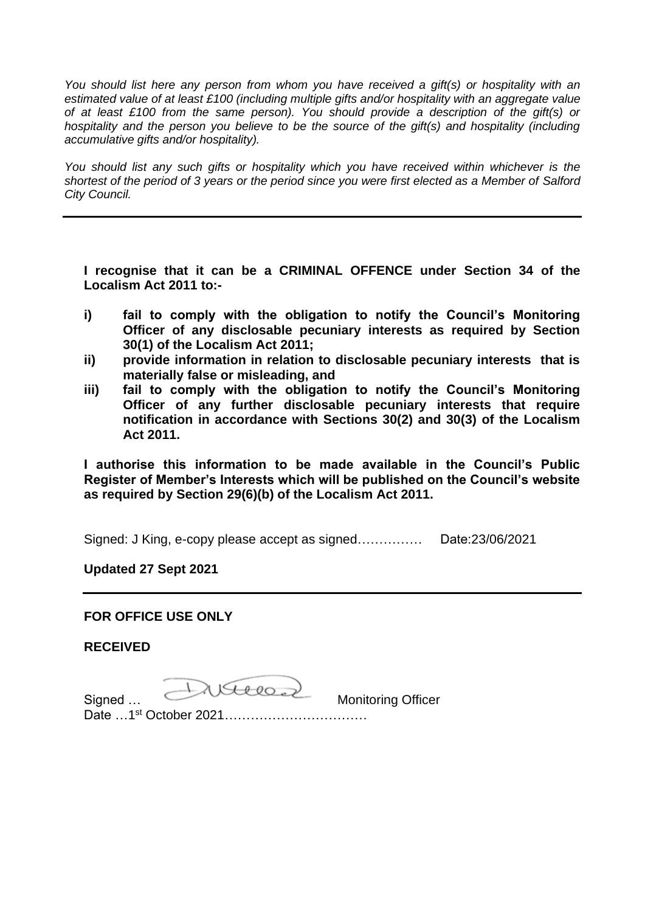*You should list here any person from whom you have received a gift(s) or hospitality with an estimated value of at least £100 (including multiple gifts and/or hospitality with an aggregate value of at least £100 from the same person). You should provide a description of the gift(s) or hospitality and the person you believe to be the source of the gift(s) and hospitality (including accumulative gifts and/or hospitality).*

*You should list any such gifts or hospitality which you have received within whichever is the shortest of the period of 3 years or the period since you were first elected as a Member of Salford City Council.*

---

**I recognise that it can be a CRIMINAL OFFENCE under Section 34 of the Localism Act 2011 to:-**

**i) fail to comply with the obligation to notify the Council's Monitoring Officer of any disclosable pecuniary interests as required by Section 30(1) of the Localism Act 2011;**

**ii) provide information in relation to disclosable pecuniary interests that is materially false or misleading, and**

**iii) fail to comply with the obligation to notify the Council's Monitoring Officer of any further disclosable pecuniary interests that require notification in accordance with Sections 30(2) and 30(3) of the Localism Act 2011.**

**I authorise this information to be made available in the Council's Public Register of Member's Interests which will be published on the Council's website as required by Section 29(6)(b) of the Localism Act 2011.**

Signed: J King, e-copy please accept as signed…………… Date:23/06/2021

**Updated 27 Sept 2021**

---

**FOR OFFICE USE ONLY**

**RECEIVED**

Signed … Monitoring Officer

Date …1st October 2021……………………………